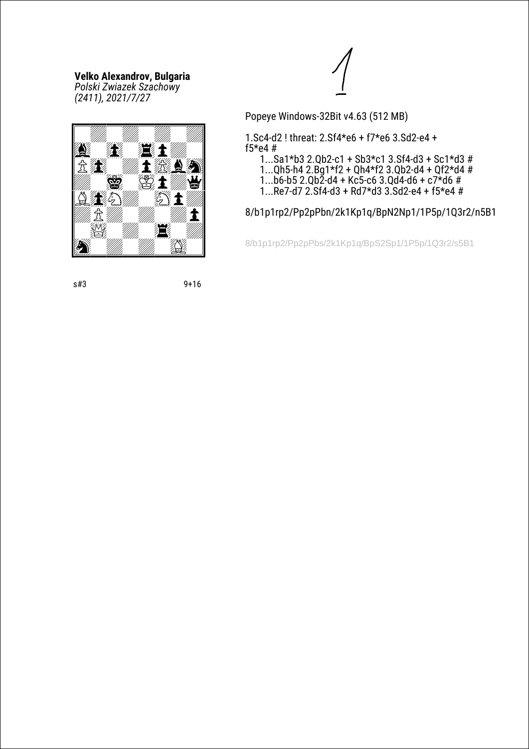**Velko Alexandrov, Bulgaria**
*Polski Zwiazek Szachowy*
*(2411), 2021/7/27*

1

Popeye Windows-32Bit v4.63 (512 MB)

1.Sc4-d2 ! threat: 2.Sf4*e6 + f7*e6 3.Sd2-e4 + f5*e4 #

1...Sa1*b3 2.Qb2-c1 + Sb3*c1 3.Sf4-d3 + Sc1*d3 #
1...Qh5-h4 2.Bg1*f2 + Qh4*f2 3.Qb2-d4 + Qf2*d4 #
1...b6-b5 2.Qb2-d4 + Kc5-c6 3.Qd4-d6 + c7*d6 #
1...Re7-d7 2.Sf4-d3 + Rd7*d3 3.Sd2-e4 + f5*e4 #

8/b1p1rp2/Pp2pPbn/2k1Kp1q/BpN2Np1/1P5p/1Q3r2/n5B1

8/b1p1rp2/Pp2pPbs/2k1Kp1q/BpS2Sp1/1P5p/1Q3r2/s5B1

s#3 9+16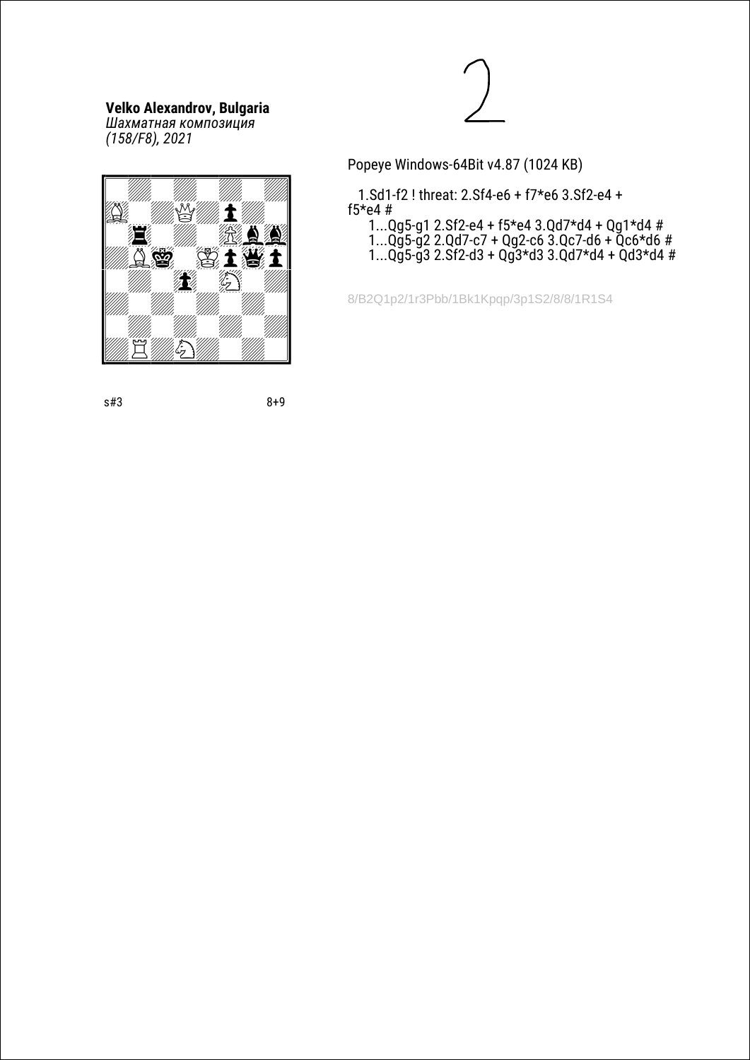**Velko Alexandrov, Bulgaria**
*Шахматная композиция*
*(158/F8), 2021*

s#3 8+9

Popeye Windows-64Bit v4.87 (1024 KB)

1.Sd1-f2 ! threat: 2.Sf4-e6 + f7*e6 3.Sf2-e4 + f5*e4 #

1...Qg5-g1 2.Sf2-e4 + f5*e4 3.Qd7*d4 + Qg1*d4 #
1...Qg5-g2 2.Qd7-c7 + Qg2-c6 3.Qc7-d6 + Qc6*d6 #
1...Qg5-g3 2.Sf2-d3 + Qg3*d3 3.Qd7*d4 + Qd3*d4 #

8/B2Q1p2/1r3Pbb/1Bk1Kpqp/3p1S2/8/8/1R1S4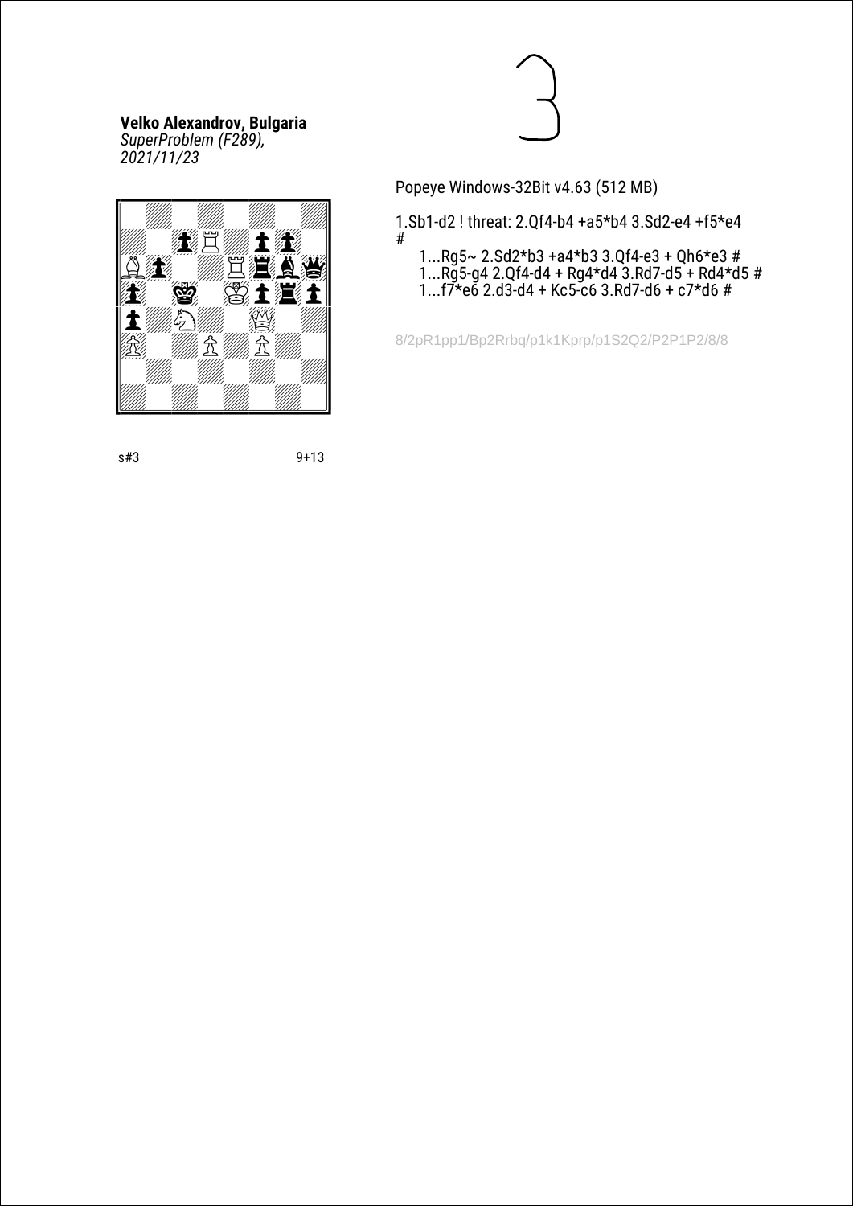**Velko Alexandrov, Bulgaria**
*SuperProblem (F289), 2021/11/23*

s#3 9+13

Popeye Windows-32Bit v4.63 (512 MB)

1.Sb1-d2 ! threat: 2.Qf4-b4 +a5*b4 3.Sd2-e4 +f5*e4 #

1...Rg5~ 2.Sd2*b3 +a4*b3 3.Qf4-e3 + Qh6*e3 #
1...Rg5-g4 2.Qf4-d4 + Rg4*d4 3.Rd7-d5 + Rd4*d5 #
1...f7*e6 2.d3-d4 + Kc5-c6 3.Rd7-d6 + c7*d6 #

8/2pR1pp1/Bp2Rrbq/p1k1Kprp/p1S2Q2/P2P1P2/8/8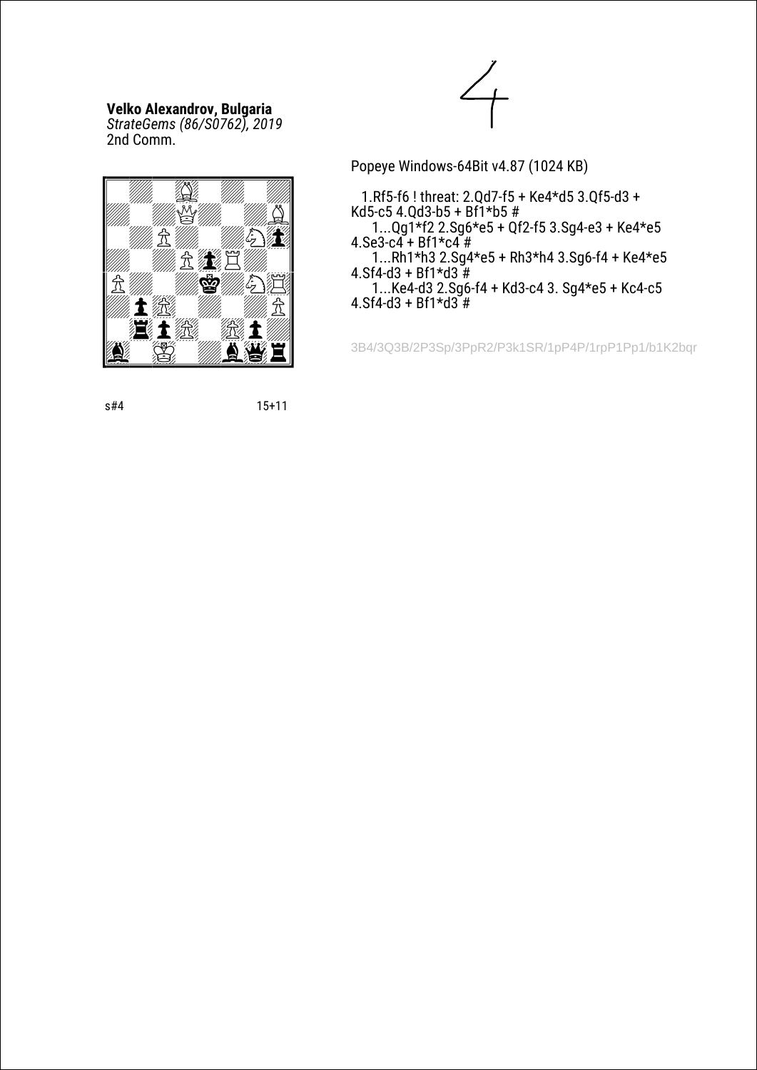**Velko Alexandrov, Bulgaria**
*StrateGems (86/S0762), 2019*
2nd Comm.

s#4 15+11

Popeye Windows-64Bit v4.87 (1024 KB)

1.Rf5-f6 ! threat: 2.Qd7-f5 + Ke4*d5 3.Qf5-d3 + Kd5-c5 4.Qd3-b5 + Bf1*b5 #

1...Qg1*f2 2.Sg6*e5 + Qf2-f5 3.Sg4-e3 + Ke4*e5 4.Se3-c4 + Bf1*c4 #

1...Rh1*h3 2.Sg4*e5 + Rh3*h4 3.Sg6-f4 + Ke4*e5 4.Sf4-d3 + Bf1*d3 #

1...Ke4-d3 2.Sg6-f4 + Kd3-c4 3. Sg4*e5 + Kc4-c5 4.Sf4-d3 + Bf1*d3 #

3B4/3Q3B/2P3Sp/3PpR2/P3k1SR/1pP4P/1rpP1Pp1/b1K2bqr